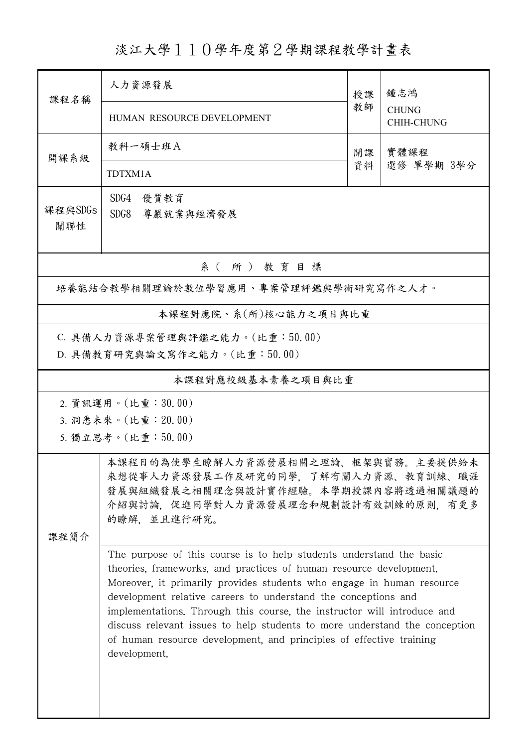# 淡江大學１１０學年度第２學期課程教學計畫表

| 課程名稱 | 人力資源發展<br>HUMAN RESOURCE DEVELOPMENT | 授課教師 | 鍾志鴻<br>CHUNG CHIH-CHUNG |
|---|---|---|---|
| 開課系級 | 教科一碩士班Ａ<br>TDTXM1A | 開課資料 | 實體課程<br>選修 單學期 3學分 |
| 課程與SDGs關聯性 | SDG4 優質教育<br>SDG8 尊嚴就業與經濟發展 | | |

## 系（所）教育目標

培養能結合教學相關理論於數位學習應用、專案管理評鑑與學術研究寫作之人才。

## 本課程對應院、系(所)核心能力之項目與比重

C. 具備人力資源專案管理與評鑑之能力。(比重：50.00)

D. 具備教育研究與論文寫作之能力。(比重：50.00)

## 本課程對應校級基本素養之項目與比重

2. 資訊運用。(比重：30.00)
3. 洞悉未來。(比重：20.00)
5. 獨立思考。(比重：50.00)

## 課程簡介

本課程目的為使學生瞭解人力資源發展相關之理論、框架與實務。主要提供給未來想從事人力資源發展工作及研究的同學，了解有關人力資源、教育訓練、職涯發展與組織發展之相關理念與設計實作經驗。本學期授課內容將透過相關議題的介紹與討論，促進同學對人力資源發展理念和規劃設計有效訓練的原則，有更多的瞭解，並且進行研究。

The purpose of this course is to help students understand the basic theories, frameworks, and practices of human resource development. Moreover, it primarily provides students who engage in human resource development relative careers to understand the conceptions and implementations. Through this course, the instructor will introduce and discuss relevant issues to help students to more understand the conception of human resource development, and principles of effective training development.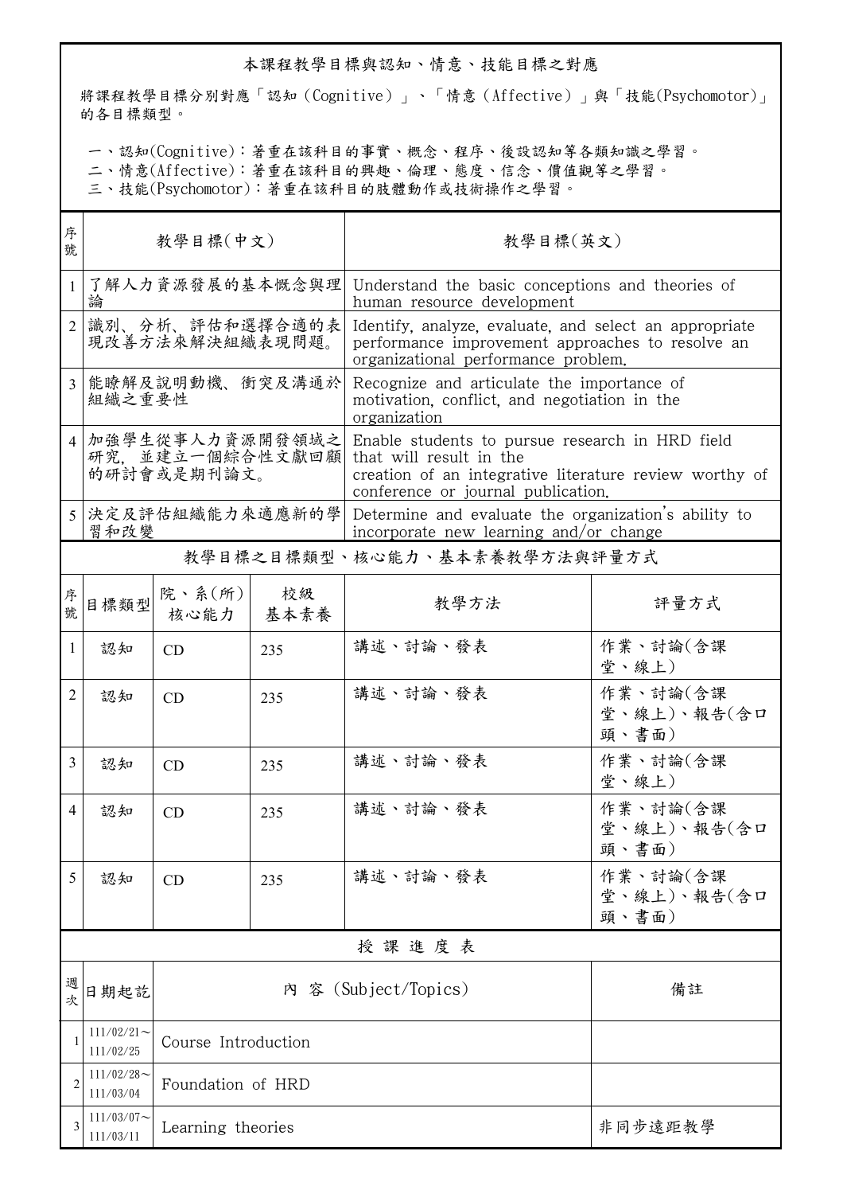## 本課程教學目標與認知、情意、技能目標之對應

將課程教學目標分別對應「認知（Cognitive）」、「情意（Affective）」與「技能(Psychomotor)」的各目標類型。

一、認知(Cognitive)：著重在該科目的事實、概念、程序、後設認知等各類知識之學習。
二、情意(Affective)：著重在該科目的興趣、倫理、態度、信念、價值觀等之學習。
三、技能(Psychomotor)：著重在該科目的肢體動作或技術操作之學習。

| 序號 | 教學目標(中文) | 教學目標(英文) |
|---|---|---|
| 1 | 了解人力資源發展的基本概念與理論 | Understand the basic conceptions and theories of human resource development |
| 2 | 識別、分析、評估和選擇合適的表現改善方法來解決組織表現問題。 | Identify, analyze, evaluate, and select an appropriate performance improvement approaches to resolve an organizational performance problem. |
| 3 | 能瞭解及說明動機、衝突及溝通於組織之重要性 | Recognize and articulate the importance of motivation, conflict, and negotiation in the organization |
| 4 | 加強學生從事人力資源開發領域之研究，並建立一個綜合性文獻回顧的研討會或是期刊論文。 | Enable students to pursue research in HRD field that will result in the creation of an integrative literature review worthy of conference or journal publication. |
| 5 | 決定及評估組織能力來適應新的學習和改變 | Determine and evaluate the organization's ability to incorporate new learning and/or change |

## 教學目標之目標類型、核心能力、基本素養教學方法與評量方式

| 序號 | 目標類型 | 院、系(所)核心能力 | 校級基本素養 | 教學方法 | 評量方式 |
|---|---|---|---|---|---|
| 1 | 認知 | CD | 235 | 講述、討論、發表 | 作業、討論(含課堂、線上) |
| 2 | 認知 | CD | 235 | 講述、討論、發表 | 作業、討論(含課堂、線上)、報告(含口頭、書面) |
| 3 | 認知 | CD | 235 | 講述、討論、發表 | 作業、討論(含課堂、線上) |
| 4 | 認知 | CD | 235 | 講述、討論、發表 | 作業、討論(含課堂、線上)、報告(含口頭、書面) |
| 5 | 認知 | CD | 235 | 講述、討論、發表 | 作業、討論(含課堂、線上)、報告(含口頭、書面) |

## 授課進度表

| 週次 | 日期起訖 | 內 容 (Subject/Topics) | 備註 |
|---|---|---|---|
| 1 | 111/02/21～111/02/25 | Course Introduction | |
| 2 | 111/02/28～111/03/04 | Foundation of HRD | |
| 3 | 111/03/07～111/03/11 | Learning theories | 非同步遠距教學 |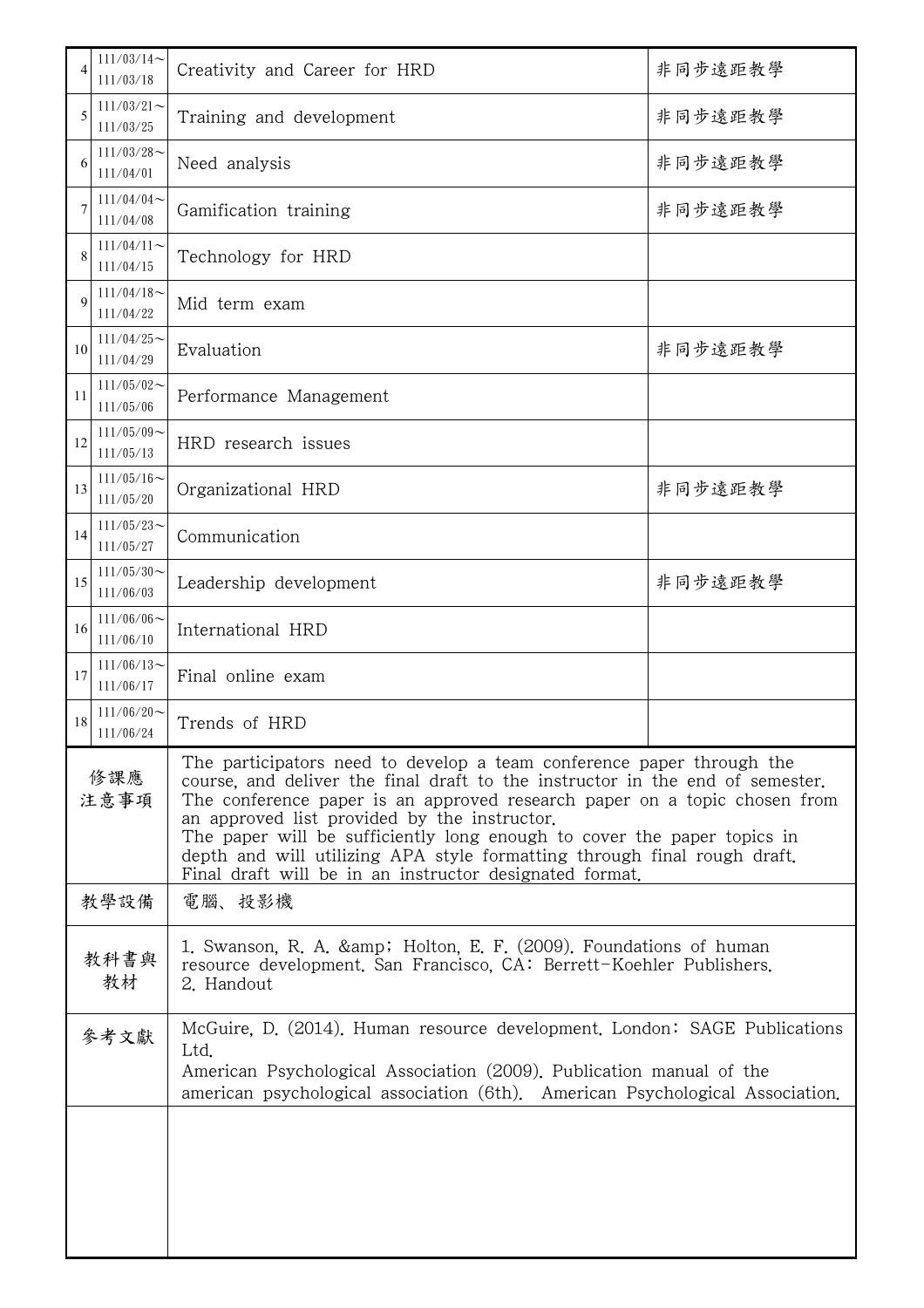| | | | |
|---|---|---|---|
| 4 | 111/03/14～111/03/18 | Creativity and Career for HRD | 非同步遠距教學 |
| 5 | 111/03/21～111/03/25 | Training and development | 非同步遠距教學 |
| 6 | 111/03/28～111/04/01 | Need analysis | 非同步遠距教學 |
| 7 | 111/04/04～111/04/08 | Gamification training | 非同步遠距教學 |
| 8 | 111/04/11～111/04/15 | Technology for HRD | |
| 9 | 111/04/18～111/04/22 | Mid term exam | |
| 10 | 111/04/25～111/04/29 | Evaluation | 非同步遠距教學 |
| 11 | 111/05/02～111/05/06 | Performance Management | |
| 12 | 111/05/09～111/05/13 | HRD research issues | |
| 13 | 111/05/16～111/05/20 | Organizational HRD | 非同步遠距教學 |
| 14 | 111/05/23～111/05/27 | Communication | |
| 15 | 111/05/30～111/06/03 | Leadership development | 非同步遠距教學 |
| 16 | 111/06/06～111/06/10 | International HRD | |
| 17 | 111/06/13～111/06/17 | Final online exam | |
| 18 | 111/06/20～111/06/24 | Trends of HRD | |

| | |
|---|---|
| 修課應注意事項 | The participators need to develop a team conference paper through the course, and deliver the final draft to the instructor in the end of semester. The conference paper is an approved research paper on a topic chosen from an approved list provided by the instructor. The paper will be sufficiently long enough to cover the paper topics in depth and will utilizing APA style formatting through final rough draft. Final draft will be in an instructor designated format. |
| 教學設備 | 電腦、投影機 |
| 教科書與教材 | 1. Swanson, R. A. &amp; Holton, E. F. (2009). Foundations of human resource development. San Francisco, CA: Berrett-Koehler Publishers.<br>2. Handout |
| 參考文獻 | McGuire, D. (2014). Human resource development. London: SAGE Publications Ltd.<br>American Psychological Association (2009). Publication manual of the american psychological association (6th). American Psychological Association. |
| | |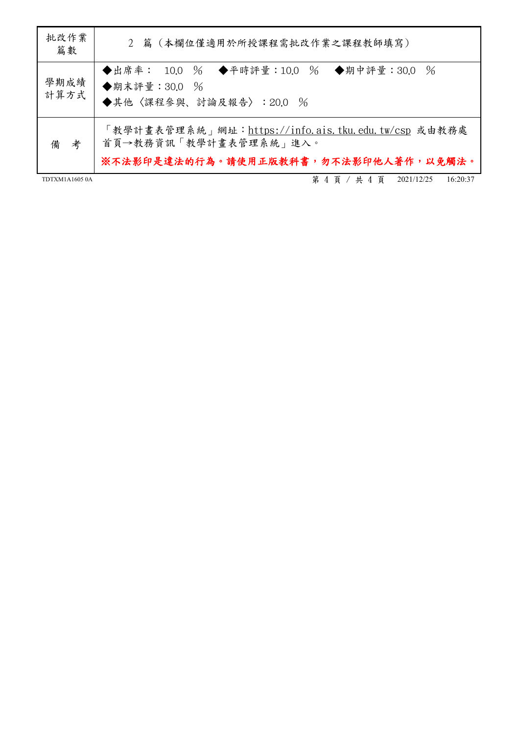| | |
|---|---|
| 批改作業篇數 | 2 篇（本欄位僅適用於所授課程需批改作業之課程教師填寫） |
| 學期成績計算方式 | ◆出席率： 10.0 ％ ◆平時評量：10.0 ％ ◆期中評量：30.0 ％<br>◆期末評量：30.0 ％<br>◆其他〈課程參與、討論及報告〉：20.0 ％ |
| 備　考 | 「教學計畫表管理系統」網址：https://info.ais.tku.edu.tw/csp 或由教務處首頁→教務資訊「教學計畫表管理系統」進入。<br>**※不法影印是違法的行為。請使用正版教科書，勿不法影印他人著作，以免觸法。** |

TDTXM1A1605 0A　　2021/12/25　16:20:37